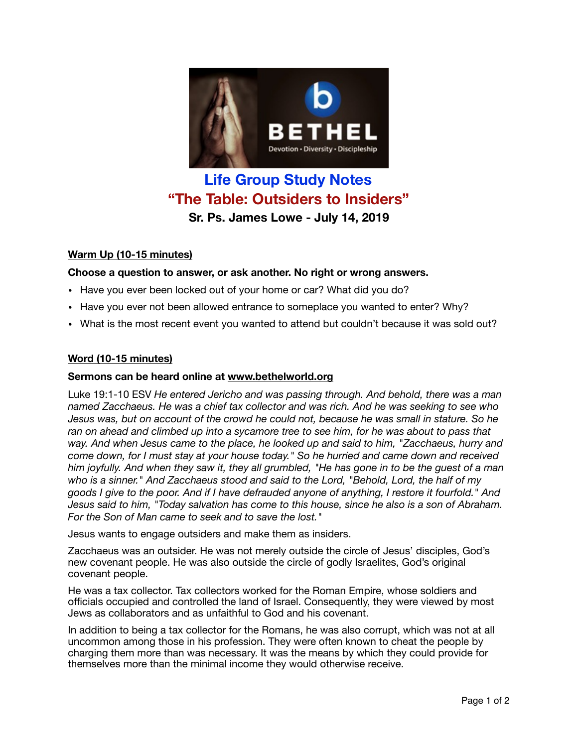# Life Group Study Notes

## "The Table: Outsiders to Insiders"

### Sr. Ps. James Lowe - July 14, 2019

**Warm Up (10-15 minutes)**

**Choose a question to answer, or ask another. No right or wrong answers.**

- Have you ever been locked out of your home or car? What did you do?
- Have you ever not been allowed entrance to someplace you wanted to enter? Why?
- What is the most recent event you wanted to attend but couldn't because it was sold out?

**Word (10-15 minutes)**

**Sermons can be heard online at www.bethelworld.org**

Luke 19:1-10 ESV *He entered Jericho and was passing through. And behold, there was a man named Zacchaeus. He was a chief tax collector and was rich. And he was seeking to see who Jesus was, but on account of the crowd he could not, because he was small in stature. So he ran on ahead and climbed up into a sycamore tree to see him, for he was about to pass that way. And when Jesus came to the place, he looked up and said to him, "Zacchaeus, hurry and come down, for I must stay at your house today." So he hurried and came down and received him joyfully. And when they saw it, they all grumbled, "He has gone in to be the guest of a man who is a sinner." And Zacchaeus stood and said to the Lord, "Behold, Lord, the half of my goods I give to the poor. And if I have defrauded anyone of anything, I restore it fourfold." And Jesus said to him, "Today salvation has come to this house, since he also is a son of Abraham. For the Son of Man came to seek and to save the lost."*

Jesus wants to engage outsiders and make them as insiders.

Zacchaeus was an outsider. He was not merely outside the circle of Jesus' disciples, God's new covenant people. He was also outside the circle of godly Israelites, God's original covenant people.

He was a tax collector. Tax collectors worked for the Roman Empire, whose soldiers and officials occupied and controlled the land of Israel. Consequently, they were viewed by most Jews as collaborators and as unfaithful to God and his covenant.

In addition to being a tax collector for the Romans, he was also corrupt, which was not at all uncommon among those in his profession. They were often known to cheat the people by charging them more than was necessary. It was the means by which they could provide for themselves more than the minimal income they would otherwise receive.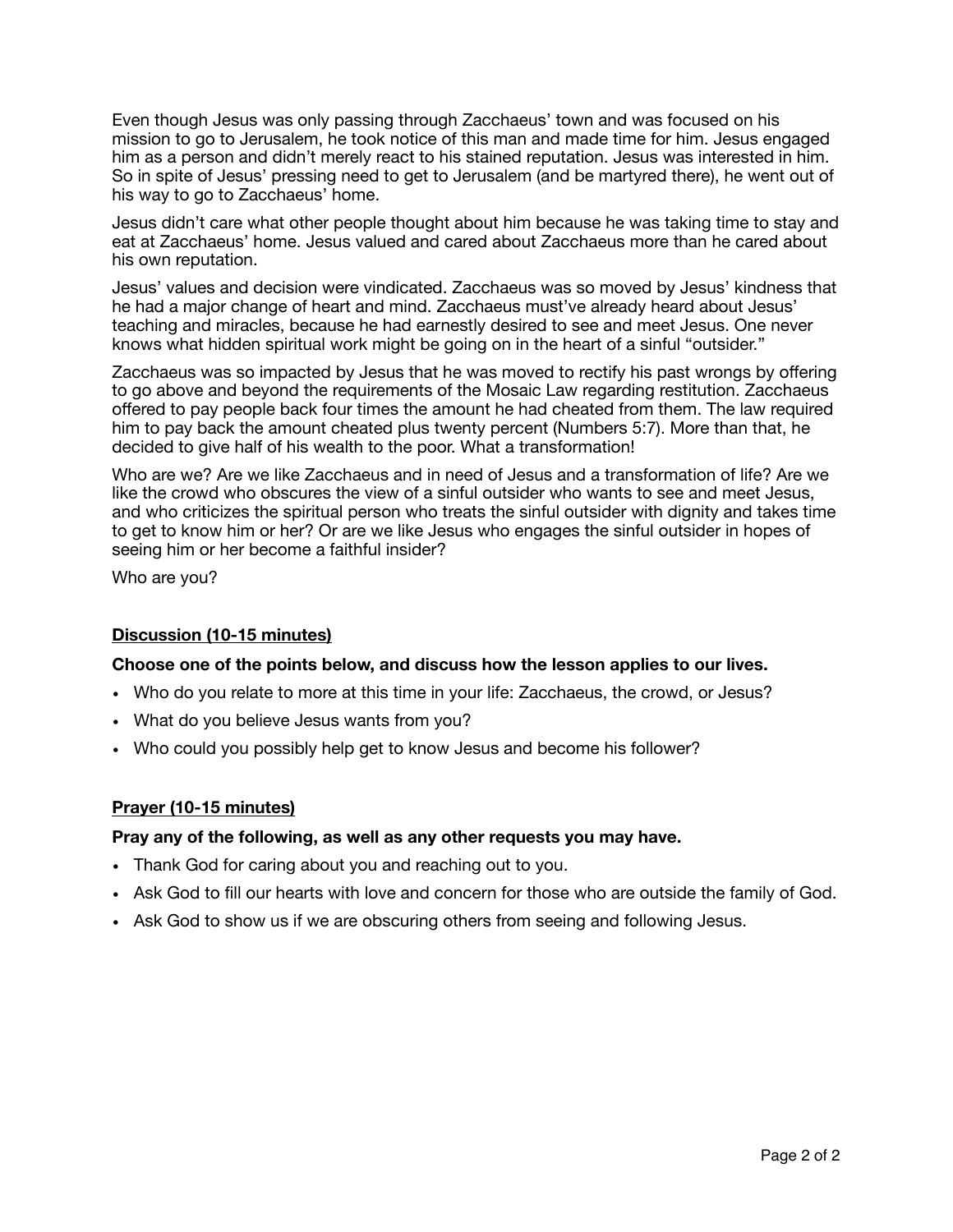Even though Jesus was only passing through Zacchaeus' town and was focused on his mission to go to Jerusalem, he took notice of this man and made time for him. Jesus engaged him as a person and didn't merely react to his stained reputation. Jesus was interested in him. So in spite of Jesus' pressing need to get to Jerusalem (and be martyred there), he went out of his way to go to Zacchaeus' home.

Jesus didn't care what other people thought about him because he was taking time to stay and eat at Zacchaeus' home. Jesus valued and cared about Zacchaeus more than he cared about his own reputation.

Jesus' values and decision were vindicated. Zacchaeus was so moved by Jesus' kindness that he had a major change of heart and mind. Zacchaeus must've already heard about Jesus' teaching and miracles, because he had earnestly desired to see and meet Jesus. One never knows what hidden spiritual work might be going on in the heart of a sinful "outsider."

Zacchaeus was so impacted by Jesus that he was moved to rectify his past wrongs by offering to go above and beyond the requirements of the Mosaic Law regarding restitution. Zacchaeus offered to pay people back four times the amount he had cheated from them. The law required him to pay back the amount cheated plus twenty percent (Numbers 5:7). More than that, he decided to give half of his wealth to the poor. What a transformation!

Who are we? Are we like Zacchaeus and in need of Jesus and a transformation of life? Are we like the crowd who obscures the view of a sinful outsider who wants to see and meet Jesus, and who criticizes the spiritual person who treats the sinful outsider with dignity and takes time to get to know him or her? Or are we like Jesus who engages the sinful outsider in hopes of seeing him or her become a faithful insider?

Who are you?

## Discussion (10-15 minutes)

**Choose one of the points below, and discuss how the lesson applies to our lives.**

- Who do you relate to more at this time in your life: Zacchaeus, the crowd, or Jesus?
- What do you believe Jesus wants from you?
- Who could you possibly help get to know Jesus and become his follower?

## Prayer (10-15 minutes)

**Pray any of the following, as well as any other requests you may have.**

- Thank God for caring about you and reaching out to you.
- Ask God to fill our hearts with love and concern for those who are outside the family of God.
- Ask God to show us if we are obscuring others from seeing and following Jesus.